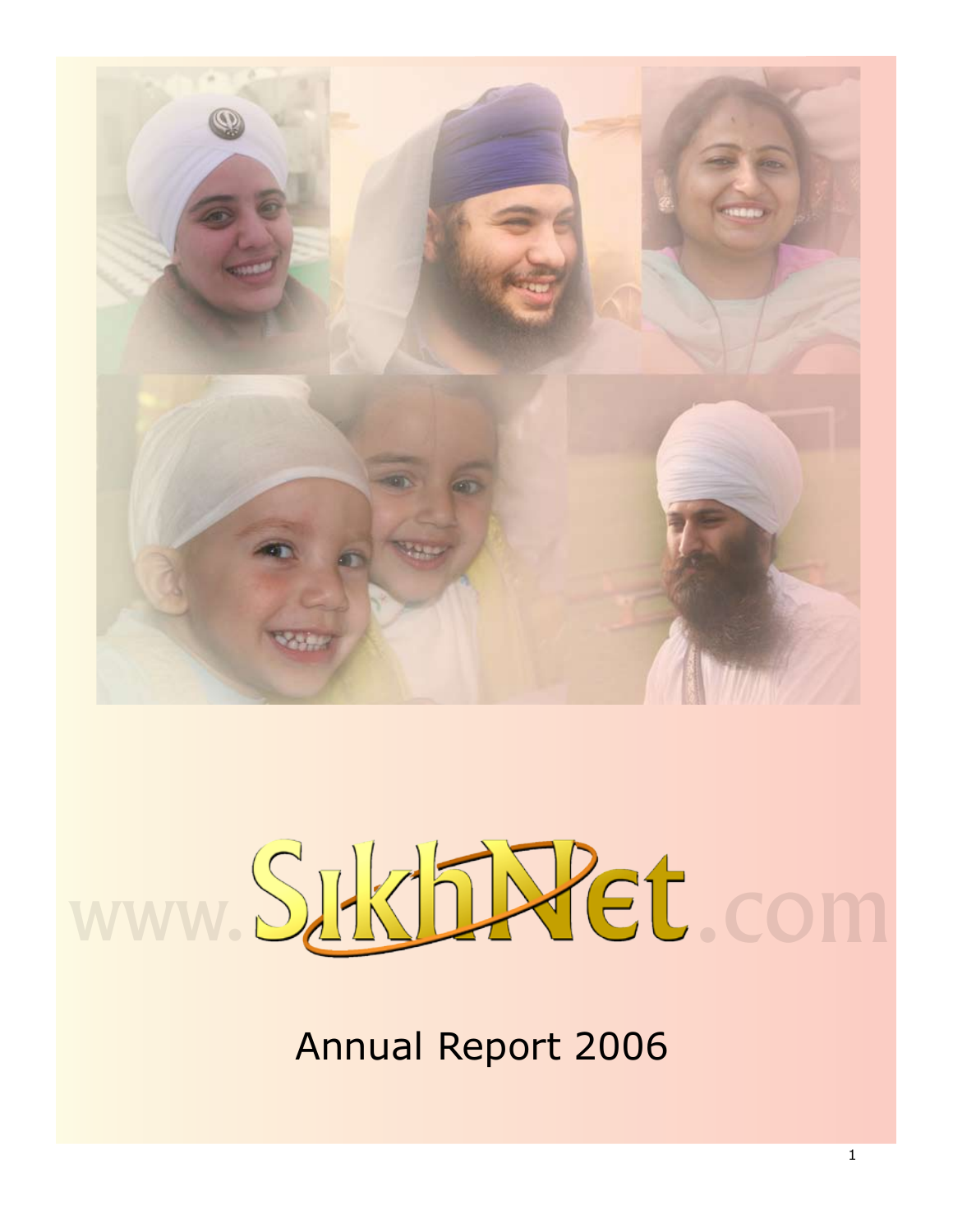# www.SikhNet.com

## Annual Report 2006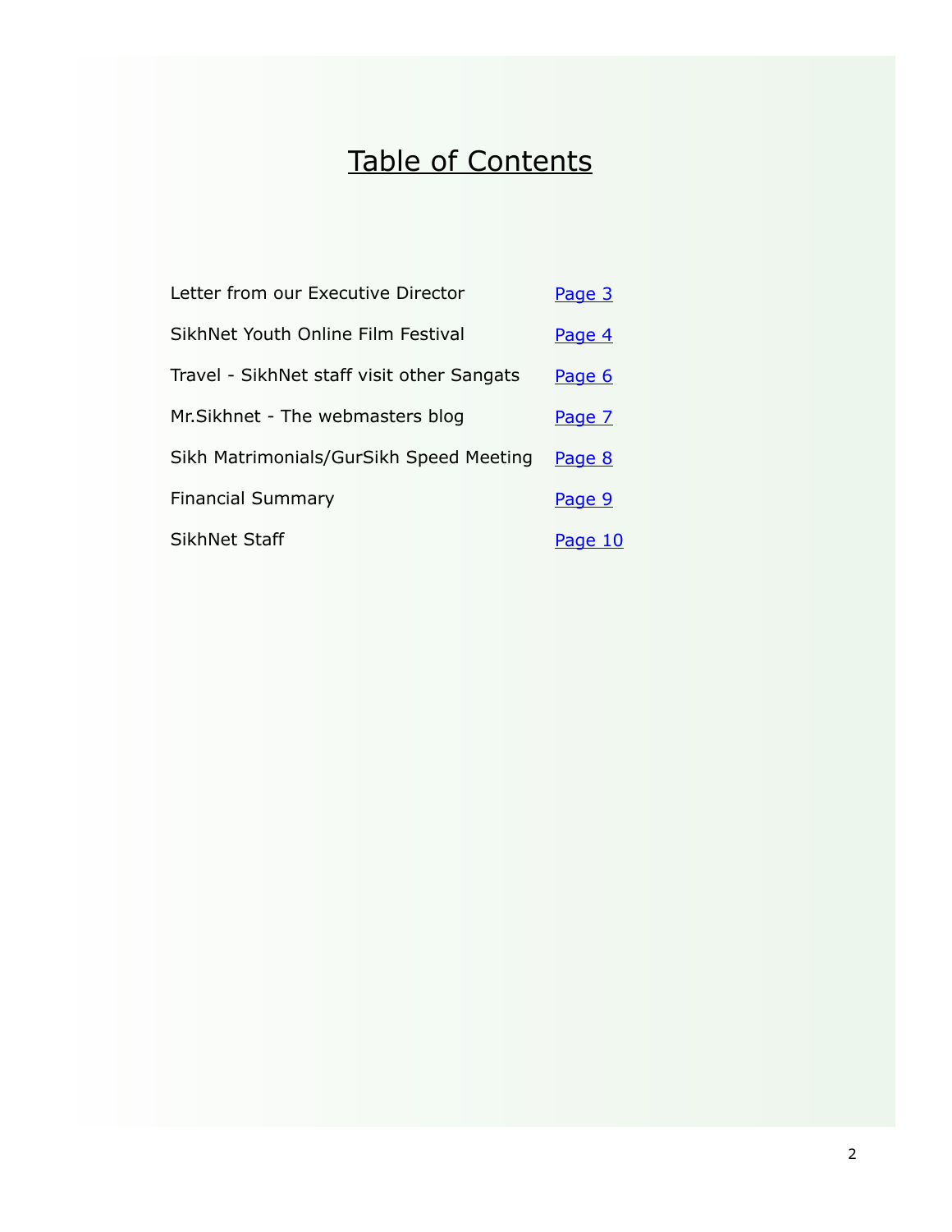# Table of Contents

| | |
|---|---|
| Letter from our Executive Director | Page 3 |
| SikhNet Youth Online Film Festival | Page 4 |
| Travel - SikhNet staff visit other Sangats | Page 6 |
| Mr.Sikhnet - The webmasters blog | Page 7 |
| Sikh Matrimonials/GurSikh Speed Meeting | Page 8 |
| Financial Summary | Page 9 |
| SikhNet Staff | Page 10 |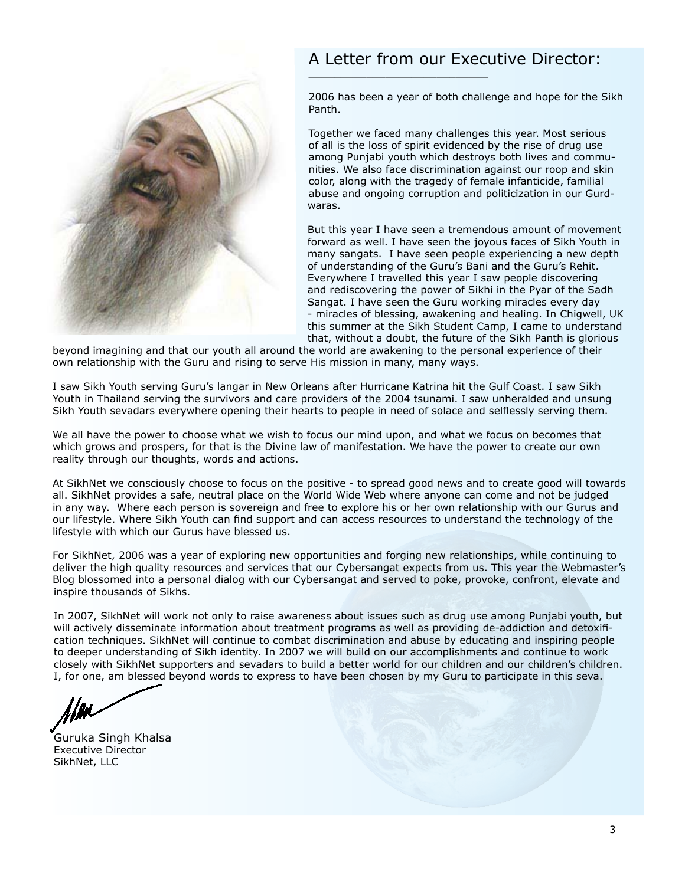# A Letter from our Executive Director:

2006 has been a year of both challenge and hope for the Sikh Panth.

Together we faced many challenges this year. Most serious of all is the loss of spirit evidenced by the rise of drug use among Punjabi youth which destroys both lives and communities. We also face discrimination against our roop and skin color, along with the tragedy of female infanticide, familial abuse and ongoing corruption and politicization in our Gurdwaras.

But this year I have seen a tremendous amount of movement forward as well. I have seen the joyous faces of Sikh Youth in many sangats. I have seen people experiencing a new depth of understanding of the Guru's Bani and the Guru's Rehit. Everywhere I travelled this year I saw people discovering and rediscovering the power of Sikhi in the Pyar of the Sadh Sangat. I have seen the Guru working miracles every day - miracles of blessing, awakening and healing. In Chigwell, UK this summer at the Sikh Student Camp, I came to understand that, without a doubt, the future of the Sikh Panth is glorious beyond imagining and that our youth all around the world are awakening to the personal experience of their own relationship with the Guru and rising to serve His mission in many, many ways.

I saw Sikh Youth serving Guru's langar in New Orleans after Hurricane Katrina hit the Gulf Coast. I saw Sikh Youth in Thailand serving the survivors and care providers of the 2004 tsunami. I saw unheralded and unsung Sikh Youth sevadars everywhere opening their hearts to people in need of solace and selflessly serving them.

We all have the power to choose what we wish to focus our mind upon, and what we focus on becomes that which grows and prospers, for that is the Divine law of manifestation. We have the power to create our own reality through our thoughts, words and actions.

At SikhNet we consciously choose to focus on the positive - to spread good news and to create good will towards all. SikhNet provides a safe, neutral place on the World Wide Web where anyone can come and not be judged in any way. Where each person is sovereign and free to explore his or her own relationship with our Gurus and our lifestyle. Where Sikh Youth can find support and can access resources to understand the technology of the lifestyle with which our Gurus have blessed us.

For SikhNet, 2006 was a year of exploring new opportunities and forging new relationships, while continuing to deliver the high quality resources and services that our Cybersangat expects from us. This year the Webmaster's Blog blossomed into a personal dialog with our Cybersangat and served to poke, provoke, confront, elevate and inspire thousands of Sikhs.

In 2007, SikhNet will work not only to raise awareness about issues such as drug use among Punjabi youth, but will actively disseminate information about treatment programs as well as providing de-addiction and detoxification techniques. SikhNet will continue to combat discrimination and abuse by educating and inspiring people to deeper understanding of Sikh identity. In 2007 we will build on our accomplishments and continue to work closely with SikhNet supporters and sevadars to build a better world for our children and our children's children. I, for one, am blessed beyond words to express to have been chosen by my Guru to participate in this seva.

Guruka Singh Khalsa
Executive Director
SikhNet, LLC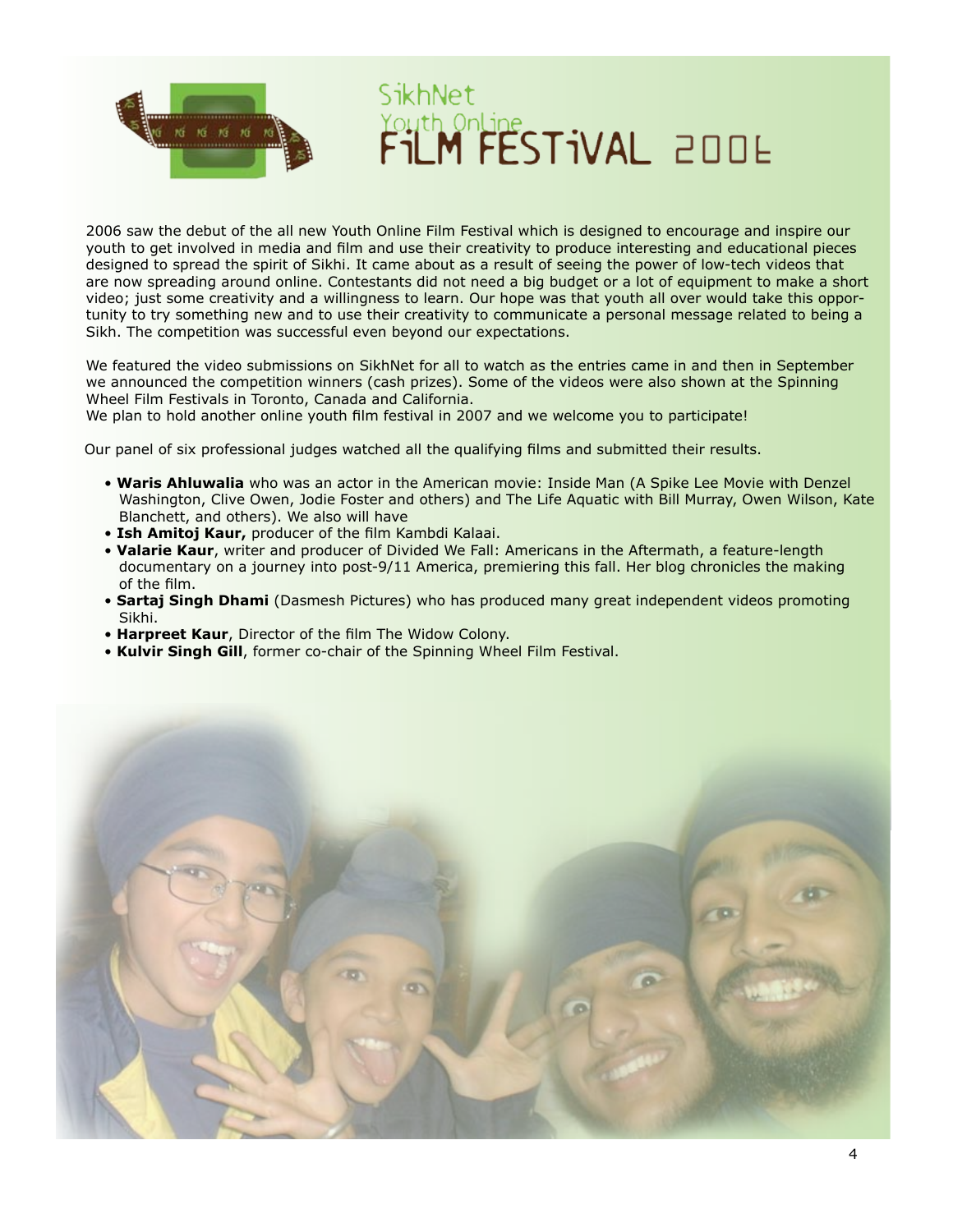# SikhNet Youth Online FiLM FESTiVAL 2006

2006 saw the debut of the all new Youth Online Film Festival which is designed to encourage and inspire our youth to get involved in media and film and use their creativity to produce interesting and educational pieces designed to spread the spirit of Sikhi. It came about as a result of seeing the power of low-tech videos that are now spreading around online. Contestants did not need a big budget or a lot of equipment to make a short video; just some creativity and a willingness to learn. Our hope was that youth all over would take this opportunity to try something new and to use their creativity to communicate a personal message related to being a Sikh. The competition was successful even beyond our expectations.

We featured the video submissions on SikhNet for all to watch as the entries came in and then in September we announced the competition winners (cash prizes). Some of the videos were also shown at the Spinning Wheel Film Festivals in Toronto, Canada and California.
We plan to hold another online youth film festival in 2007 and we welcome you to participate!

Our panel of six professional judges watched all the qualifying films and submitted their results.

- **Waris Ahluwalia** who was an actor in the American movie: Inside Man (A Spike Lee Movie with Denzel Washington, Clive Owen, Jodie Foster and others) and The Life Aquatic with Bill Murray, Owen Wilson, Kate Blanchett, and others). We also will have
- **Ish Amitoj Kaur,** producer of the film Kambdi Kalaai.
- **Valarie Kaur**, writer and producer of Divided We Fall: Americans in the Aftermath, a feature-length documentary on a journey into post-9/11 America, premiering this fall. Her blog chronicles the making of the film.
- **Sartaj Singh Dhami** (Dasmesh Pictures) who has produced many great independent videos promoting Sikhi.
- **Harpreet Kaur**, Director of the film The Widow Colony.
- **Kulvir Singh Gill**, former co-chair of the Spinning Wheel Film Festival.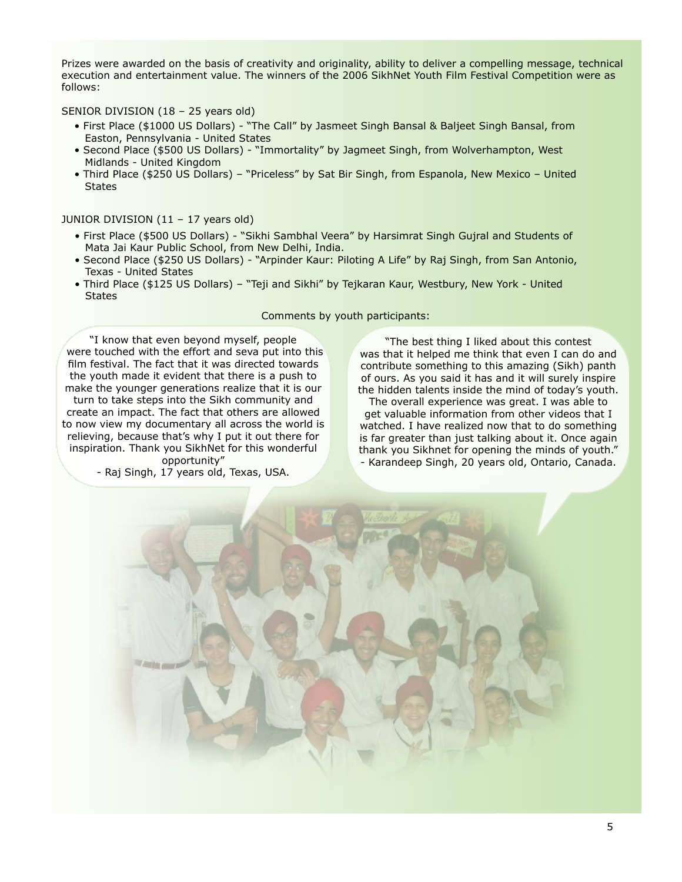Prizes were awarded on the basis of creativity and originality, ability to deliver a compelling message, technical execution and entertainment value. The winners of the 2006 SikhNet Youth Film Festival Competition were as follows:

SENIOR DIVISION (18 – 25 years old)

- First Place ($1000 US Dollars) - "The Call" by Jasmeet Singh Bansal & Baljeet Singh Bansal, from Easton, Pennsylvania - United States
- Second Place ($500 US Dollars) - "Immortality" by Jagmeet Singh, from Wolverhampton, West Midlands - United Kingdom
- Third Place ($250 US Dollars) – "Priceless" by Sat Bir Singh, from Espanola, New Mexico – United States

JUNIOR DIVISION (11 – 17 years old)

- First Place ($500 US Dollars) - "Sikhi Sambhal Veera" by Harsimrat Singh Gujral and Students of Mata Jai Kaur Public School, from New Delhi, India.
- Second Place ($250 US Dollars) - "Arpinder Kaur: Piloting A Life" by Raj Singh, from San Antonio, Texas - United States
- Third Place ($125 US Dollars) – "Teji and Sikhi" by Tejkaran Kaur, Westbury, New York - United States

Comments by youth participants:

"I know that even beyond myself, people were touched with the effort and seva put into this film festival. The fact that it was directed towards the youth made it evident that there is a push to make the younger generations realize that it is our turn to take steps into the Sikh community and create an impact. The fact that others are allowed to now view my documentary all across the world is relieving, because that's why I put it out there for inspiration. Thank you SikhNet for this wonderful opportunity"
- Raj Singh, 17 years old, Texas, USA.

"The best thing I liked about this contest was that it helped me think that even I can do and contribute something to this amazing (Sikh) panth of ours. As you said it has and it will surely inspire the hidden talents inside the mind of today's youth. The overall experience was great. I was able to get valuable information from other videos that I watched. I have realized now that to do something is far greater than just talking about it. Once again thank you Sikhnet for opening the minds of youth."
- Karandeep Singh, 20 years old, Ontario, Canada.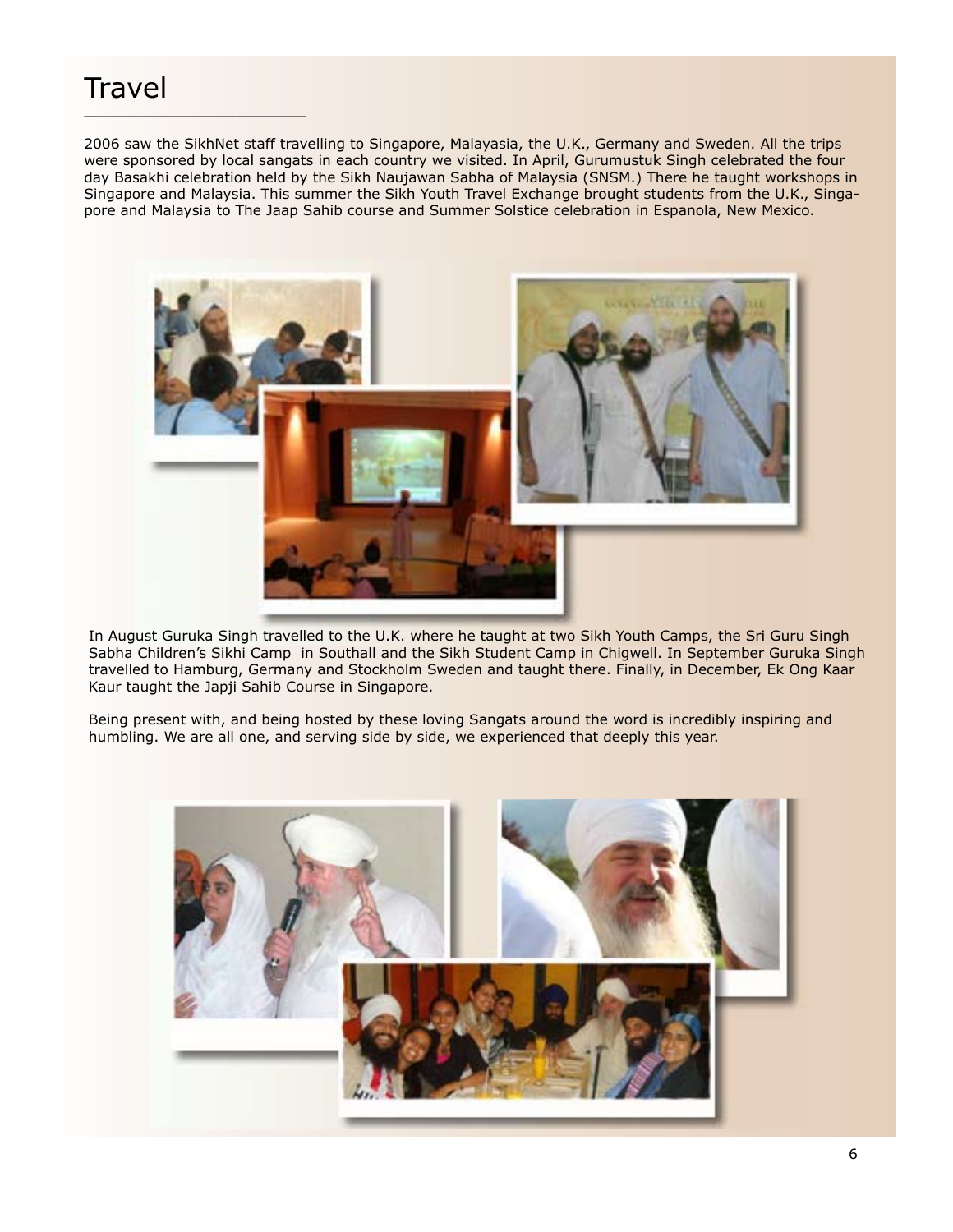# Travel

2006 saw the SikhNet staff travelling to Singapore, Malayasia, the U.K., Germany and Sweden. All the trips were sponsored by local sangats in each country we visited. In April, Gurumustuk Singh celebrated the four day Basakhi celebration held by the Sikh Naujawan Sabha of Malaysia (SNSM.) There he taught workshops in Singapore and Malaysia. This summer the Sikh Youth Travel Exchange brought students from the U.K., Singapore and Malaysia to The Jaap Sahib course and Summer Solstice celebration in Espanola, New Mexico.

In August Guruka Singh travelled to the U.K. where he taught at two Sikh Youth Camps, the Sri Guru Singh Sabha Children's Sikhi Camp in Southall and the Sikh Student Camp in Chigwell. In September Guruka Singh travelled to Hamburg, Germany and Stockholm Sweden and taught there. Finally, in December, Ek Ong Kaar Kaur taught the Japji Sahib Course in Singapore.

Being present with, and being hosted by these loving Sangats around the word is incredibly inspiring and humbling. We are all one, and serving side by side, we experienced that deeply this year.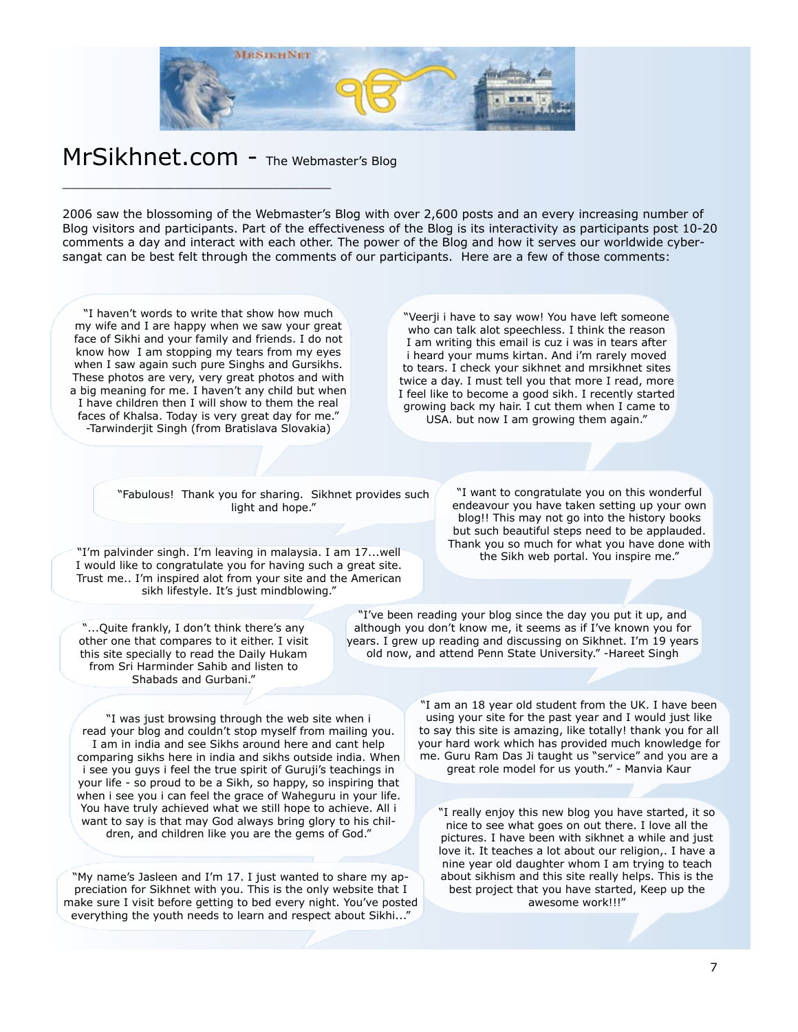# MrSikhnet.com - The Webmaster's Blog

2006 saw the blossoming of the Webmaster's Blog with over 2,600 posts and an every increasing number of Blog visitors and participants. Part of the effectiveness of the Blog is its interactivity as participants post 10-20 comments a day and interact with each other. The power of the Blog and how it serves our worldwide cyber-sangat can be best felt through the comments of our participants. Here are a few of those comments:

"I haven't words to write that show how much my wife and I are happy when we saw your great face of Sikhi and your family and friends. I do not know how I am stopping my tears from my eyes when I saw again such pure Singhs and Gursikhs. These photos are very, very great photos and with a big meaning for me. I haven't any child but when I have children then I will show to them the real faces of Khalsa. Today is very great day for me." -Tarwinderjit Singh (from Bratislava Slovakia)

"Veerji i have to say wow! You have left someone who can talk alot speechless. I think the reason I am writing this email is cuz i was in tears after i heard your mums kirtan. And i'm rarely moved to tears. I check your sikhnet and mrsikhnet sites twice a day. I must tell you that more I read, more I feel like to become a good sikh. I recently started growing back my hair. I cut them when I came to USA. but now I am growing them again."

"Fabulous! Thank you for sharing. Sikhnet provides such light and hope."

"I want to congratulate you on this wonderful endeavour you have taken setting up your own blog!! This may not go into the history books but such beautiful steps need to be applauded. Thank you so much for what you have done with the Sikh web portal. You inspire me."

"I'm palvinder singh. I'm leaving in malaysia. I am 17...well I would like to congratulate you for having such a great site. Trust me.. I'm inspired alot from your site and the American sikh lifestyle. It's just mindblowing."

"...Quite frankly, I don't think there's any other one that compares to it either. I visit this site specially to read the Daily Hukam from Sri Harminder Sahib and listen to Shabads and Gurbani."

"I've been reading your blog since the day you put it up, and although you don't know me, it seems as if I've known you for years. I grew up reading and discussing on Sikhnet. I'm 19 years old now, and attend Penn State University." -Hareet Singh

"I was just browsing through the web site when i read your blog and couldn't stop myself from mailing you. I am in india and see Sikhs around here and cant help comparing sikhs here in india and sikhs outside india. When i see you guys i feel the true spirit of Guruji's teachings in your life - so proud to be a Sikh, so happy, so inspiring that when i see you i can feel the grace of Waheguru in your life. You have truly achieved what we still hope to achieve. All i want to say is that may God always bring glory to his children, and children like you are the gems of God."

"I am an 18 year old student from the UK. I have been using your site for the past year and I would just like to say this site is amazing, like totally! thank you for all your hard work which has provided much knowledge for me. Guru Ram Das Ji taught us "service" and you are a great role model for us youth." - Manvia Kaur

"I really enjoy this new blog you have started, it so nice to see what goes on out there. I love all the pictures. I have been with sikhnet a while and just love it. It teaches a lot about our religion,. I have a nine year old daughter whom I am trying to teach about sikhism and this site really helps. This is the best project that you have started, Keep up the awesome work!!!"

"My name's Jasleen and I'm 17. I just wanted to share my appreciation for Sikhnet with you. This is the only website that I make sure I visit before getting to bed every night. You've posted everything the youth needs to learn and respect about Sikhi..."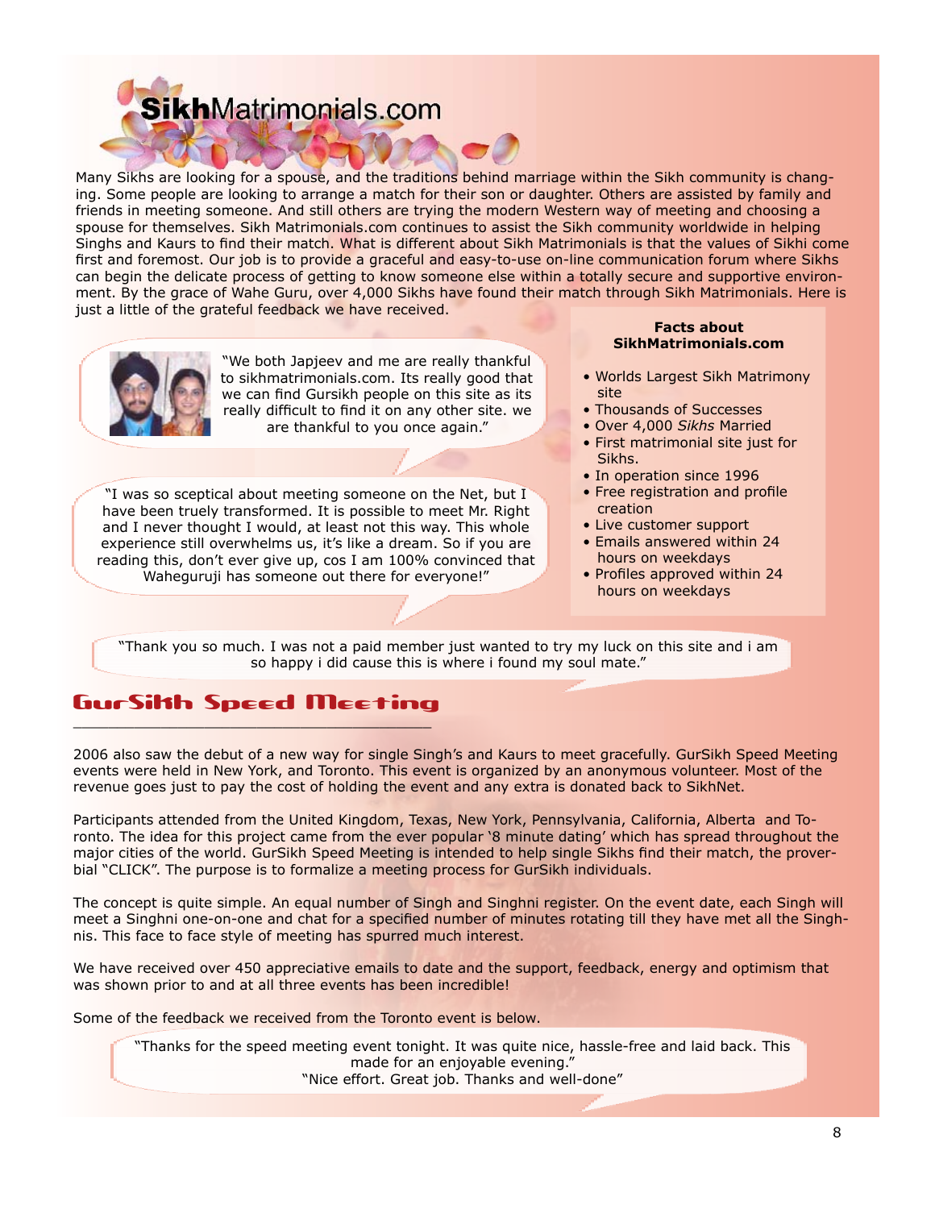# SikhMatrimonials.com

Many Sikhs are looking for a spouse, and the traditions behind marriage within the Sikh community is changing. Some people are looking to arrange a match for their son or daughter. Others are assisted by family and friends in meeting someone. And still others are trying the modern Western way of meeting and choosing a spouse for themselves. Sikh Matrimonials.com continues to assist the Sikh community worldwide in helping Singhs and Kaurs to find their match. What is different about Sikh Matrimonials is that the values of Sikhi come first and foremost. Our job is to provide a graceful and easy-to-use on-line communication forum where Sikhs can begin the delicate process of getting to know someone else within a totally secure and supportive environment. By the grace of Wahe Guru, over 4,000 Sikhs have found their match through Sikh Matrimonials. Here is just a little of the grateful feedback we have received.

"We both Japjeev and me are really thankful to sikhmatrimonials.com. Its really good that we can find Gursikh people on this site as its really difficult to find it on any other site. we are thankful to you once again."

"I was so sceptical about meeting someone on the Net, but I have been truely transformed. It is possible to meet Mr. Right and I never thought I would, at least not this way. This whole experience still overwhelms us, it's like a dream. So if you are reading this, don't ever give up, cos I am 100% convinced that Waheguruji has someone out there for everyone!"

**Facts about SikhMatrimonials.com**

- Worlds Largest Sikh Matrimony site
- Thousands of Successes
- Over 4,000 *Sikhs* Married
- First matrimonial site just for Sikhs.
- In operation since 1996
- Free registration and profile creation
- Live customer support
- Emails answered within 24 hours on weekdays
- Profiles approved within 24 hours on weekdays

"Thank you so much. I was not a paid member just wanted to try my luck on this site and i am so happy i did cause this is where i found my soul mate."

## GurSikh Speed Meeting

2006 also saw the debut of a new way for single Singh's and Kaurs to meet gracefully. GurSikh Speed Meeting events were held in New York, and Toronto. This event is organized by an anonymous volunteer. Most of the revenue goes just to pay the cost of holding the event and any extra is donated back to SikhNet.

Participants attended from the United Kingdom, Texas, New York, Pennsylvania, California, Alberta and Toronto. The idea for this project came from the ever popular '8 minute dating' which has spread throughout the major cities of the world. GurSikh Speed Meeting is intended to help single Sikhs find their match, the proverbial "CLICK". The purpose is to formalize a meeting process for GurSikh individuals.

The concept is quite simple. An equal number of Singh and Singhni register. On the event date, each Singh will meet a Singhni one-on-one and chat for a specified number of minutes rotating till they have met all the Singhnis. This face to face style of meeting has spurred much interest.

We have received over 450 appreciative emails to date and the support, feedback, energy and optimism that was shown prior to and at all three events has been incredible!

Some of the feedback we received from the Toronto event is below.

"Thanks for the speed meeting event tonight. It was quite nice, hassle-free and laid back. This made for an enjoyable evening."

"Nice effort. Great job. Thanks and well-done"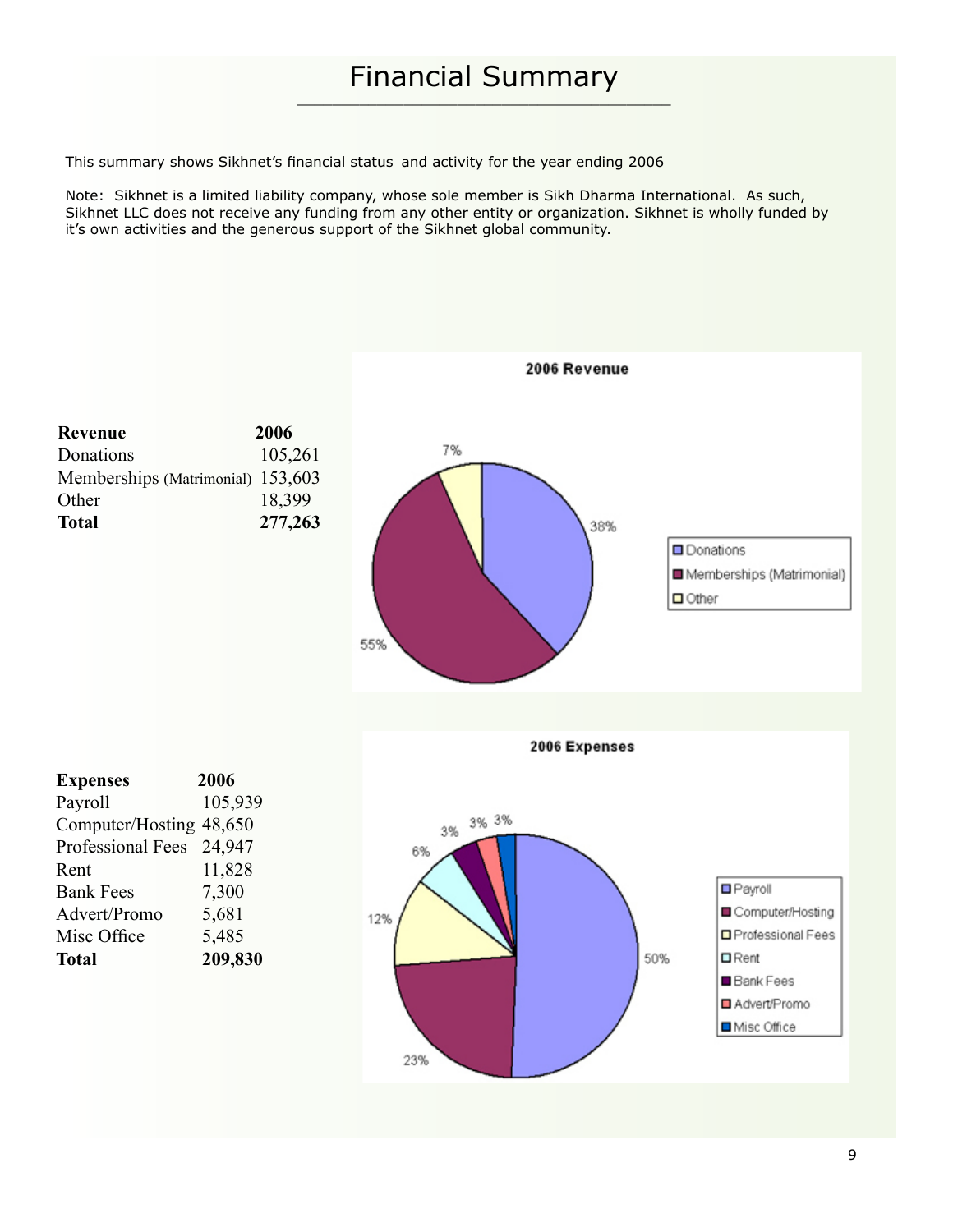# Financial Summary

This summary shows Sikhnet's financial status and activity for the year ending 2006

Note: Sikhnet is a limited liability company, whose sole member is Sikh Dharma International. As such, Sikhnet LLC does not receive any funding from any other entity or organization. Sikhnet is wholly funded by it's own activities and the generous support of the Sikhnet global community.

| **Revenue** | **2006** |
|---|---|
| Donations | 105,261 |
| Memberships (Matrimonial) | 153,603 |
| Other | 18,399 |
| **Total** | **277,263** |

**2006 Revenue**

- Donations: 38%
- Memberships (Matrimonial): 55%
- Other: 7%

| **Expenses** | **2006** |
|---|---|
| Payroll | 105,939 |
| Computer/Hosting | 48,650 |
| Professional Fees | 24,947 |
| Rent | 11,828 |
| Bank Fees | 7,300 |
| Advert/Promo | 5,681 |
| Misc Office | 5,485 |
| **Total** | **209,830** |

**2006 Expenses**

- Payroll: 50%
- Computer/Hosting: 23%
- Professional Fees: 12%
- Rent: 6%
- Bank Fees: 3%
- Advert/Promo: 3%
- Misc Office: 3%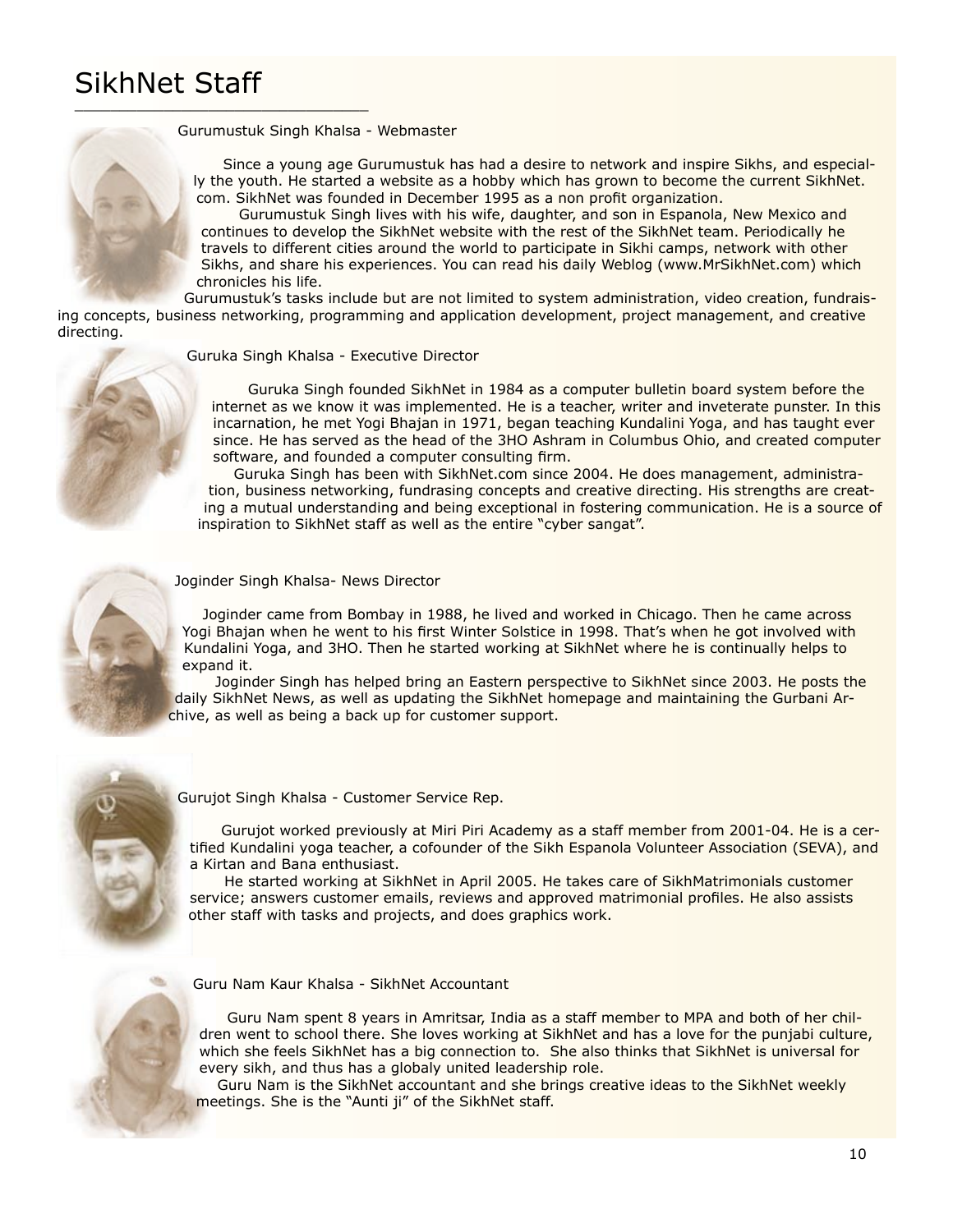# SikhNet Staff

### Gurumustuk Singh Khalsa - Webmaster

Since a young age Gurumustuk has had a desire to network and inspire Sikhs, and especially the youth. He started a website as a hobby which has grown to become the current SikhNet.com. SikhNet was founded in December 1995 as a non profit organization.

Gurumustuk Singh lives with his wife, daughter, and son in Espanola, New Mexico and continues to develop the SikhNet website with the rest of the SikhNet team. Periodically he travels to different cities around the world to participate in Sikhi camps, network with other Sikhs, and share his experiences. You can read his daily Weblog (www.MrSikhNet.com) which chronicles his life.

Gurumustuk's tasks include but are not limited to system administration, video creation, fundraising concepts, business networking, programming and application development, project management, and creative directing.

### Guruka Singh Khalsa - Executive Director

Guruka Singh founded SikhNet in 1984 as a computer bulletin board system before the internet as we know it was implemented. He is a teacher, writer and inveterate punster. In this incarnation, he met Yogi Bhajan in 1971, began teaching Kundalini Yoga, and has taught ever since. He has served as the head of the 3HO Ashram in Columbus Ohio, and created computer software, and founded a computer consulting firm.

Guruka Singh has been with SikhNet.com since 2004. He does management, administration, business networking, fundrasing concepts and creative directing. His strengths are creating a mutual understanding and being exceptional in fostering communication. He is a source of inspiration to SikhNet staff as well as the entire "cyber sangat".

### Joginder Singh Khalsa- News Director

Joginder came from Bombay in 1988, he lived and worked in Chicago. Then he came across Yogi Bhajan when he went to his first Winter Solstice in 1998. That's when he got involved with Kundalini Yoga, and 3HO. Then he started working at SikhNet where he is continually helps to expand it.

Joginder Singh has helped bring an Eastern perspective to SikhNet since 2003. He posts the daily SikhNet News, as well as updating the SikhNet homepage and maintaining the Gurbani Archive, as well as being a back up for customer support.

### Gurujot Singh Khalsa - Customer Service Rep.

Gurujot worked previously at Miri Piri Academy as a staff member from 2001-04. He is a certified Kundalini yoga teacher, a cofounder of the Sikh Espanola Volunteer Association (SEVA), and a Kirtan and Bana enthusiast.

He started working at SikhNet in April 2005. He takes care of SikhMatrimonials customer service; answers customer emails, reviews and approved matrimonial profiles. He also assists other staff with tasks and projects, and does graphics work.

### Guru Nam Kaur Khalsa - SikhNet Accountant

Guru Nam spent 8 years in Amritsar, India as a staff member to MPA and both of her children went to school there. She loves working at SikhNet and has a love for the punjabi culture, which she feels SikhNet has a big connection to. She also thinks that SikhNet is universal for every sikh, and thus has a globaly united leadership role.

Guru Nam is the SikhNet accountant and she brings creative ideas to the SikhNet weekly meetings. She is the "Aunti ji" of the SikhNet staff.